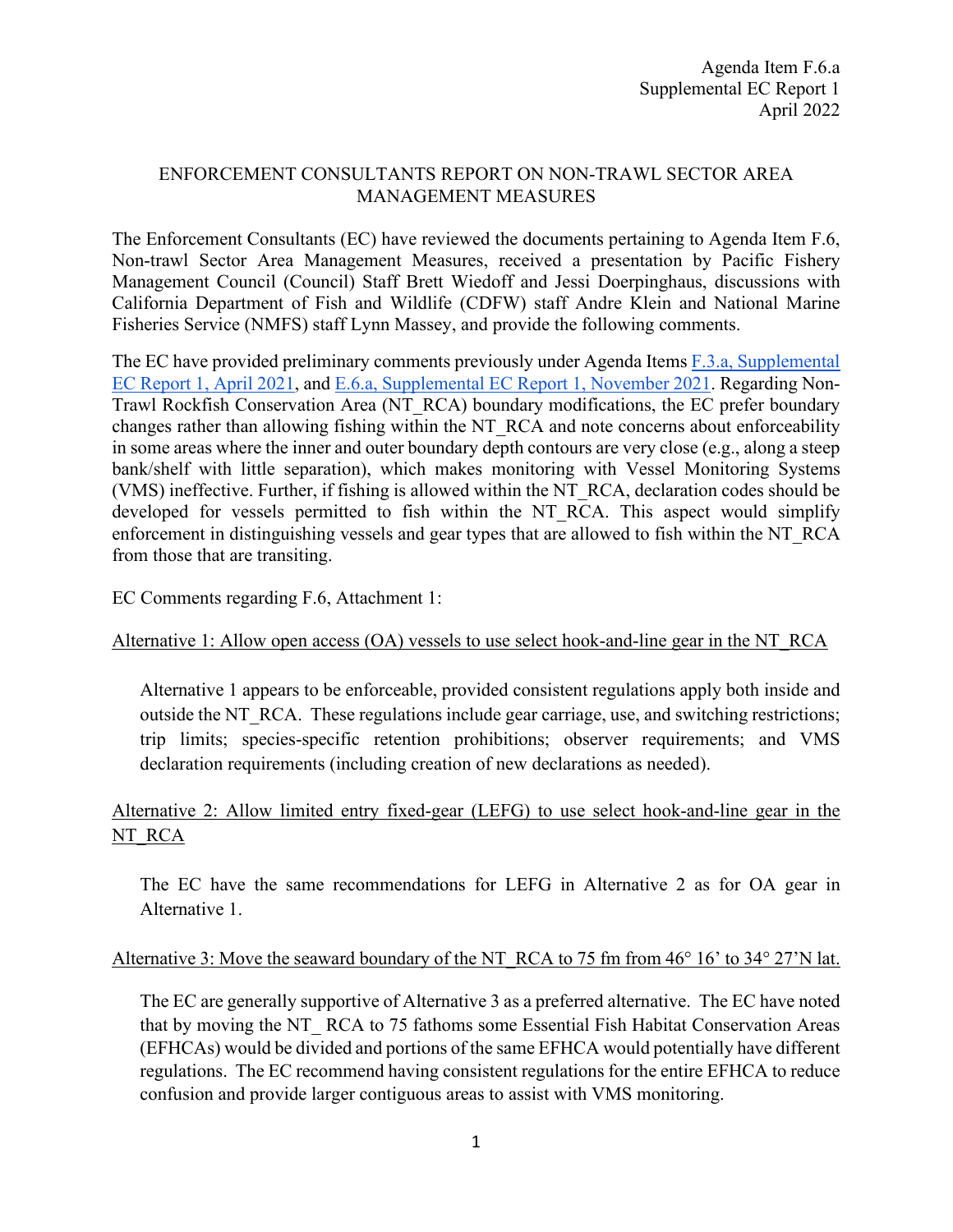Agenda Item F.6.a
Supplemental EC Report 1
April 2022

# ENFORCEMENT CONSULTANTS REPORT ON NON-TRAWL SECTOR AREA MANAGEMENT MEASURES

The Enforcement Consultants (EC) have reviewed the documents pertaining to Agenda Item F.6, Non-trawl Sector Area Management Measures, received a presentation by Pacific Fishery Management Council (Council) Staff Brett Wiedoff and Jessi Doerpinghaus, discussions with California Department of Fish and Wildlife (CDFW) staff Andre Klein and National Marine Fisheries Service (NMFS) staff Lynn Massey, and provide the following comments.

The EC have provided preliminary comments previously under Agenda Items F.3.a, Supplemental EC Report 1, April 2021, and E.6.a, Supplemental EC Report 1, November 2021. Regarding Non-Trawl Rockfish Conservation Area (NT_RCA) boundary modifications, the EC prefer boundary changes rather than allowing fishing within the NT_RCA and note concerns about enforceability in some areas where the inner and outer boundary depth contours are very close (e.g., along a steep bank/shelf with little separation), which makes monitoring with Vessel Monitoring Systems (VMS) ineffective. Further, if fishing is allowed within the NT_RCA, declaration codes should be developed for vessels permitted to fish within the NT_RCA. This aspect would simplify enforcement in distinguishing vessels and gear types that are allowed to fish within the NT_RCA from those that are transiting.

EC Comments regarding F.6, Attachment 1:

<u>Alternative 1: Allow open access (OA) vessels to use select hook-and-line gear in the NT_RCA</u>

Alternative 1 appears to be enforceable, provided consistent regulations apply both inside and outside the NT_RCA. These regulations include gear carriage, use, and switching restrictions; trip limits; species-specific retention prohibitions; observer requirements; and VMS declaration requirements (including creation of new declarations as needed).

<u>Alternative 2: Allow limited entry fixed-gear (LEFG) to use select hook-and-line gear in the NT_RCA</u>

The EC have the same recommendations for LEFG in Alternative 2 as for OA gear in Alternative 1.

<u>Alternative 3: Move the seaward boundary of the NT_RCA to 75 fm from 46° 16’ to 34° 27’N lat.</u>

The EC are generally supportive of Alternative 3 as a preferred alternative. The EC have noted that by moving the NT_ RCA to 75 fathoms some Essential Fish Habitat Conservation Areas (EFHCAs) would be divided and portions of the same EFHCA would potentially have different regulations. The EC recommend having consistent regulations for the entire EFHCA to reduce confusion and provide larger contiguous areas to assist with VMS monitoring.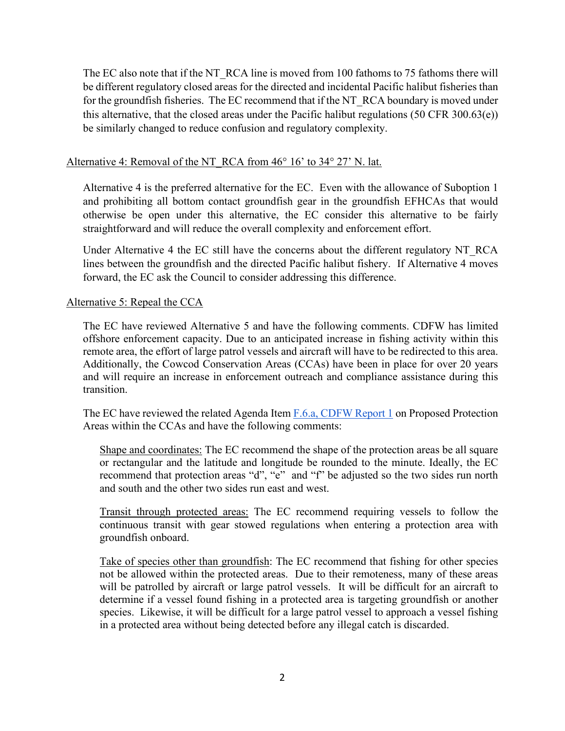The EC also note that if the NT_RCA line is moved from 100 fathoms to 75 fathoms there will be different regulatory closed areas for the directed and incidental Pacific halibut fisheries than for the groundfish fisheries. The EC recommend that if the NT_RCA boundary is moved under this alternative, that the closed areas under the Pacific halibut regulations (50 CFR 300.63(e)) be similarly changed to reduce confusion and regulatory complexity.

<u>Alternative 4: Removal of the NT_RCA from 46° 16' to 34° 27' N. lat.</u>

Alternative 4 is the preferred alternative for the EC. Even with the allowance of Suboption 1 and prohibiting all bottom contact groundfish gear in the groundfish EFHCAs that would otherwise be open under this alternative, the EC consider this alternative to be fairly straightforward and will reduce the overall complexity and enforcement effort.

Under Alternative 4 the EC still have the concerns about the different regulatory NT_RCA lines between the groundfish and the directed Pacific halibut fishery. If Alternative 4 moves forward, the EC ask the Council to consider addressing this difference.

<u>Alternative 5: Repeal the CCA</u>

The EC have reviewed Alternative 5 and have the following comments. CDFW has limited offshore enforcement capacity. Due to an anticipated increase in fishing activity within this remote area, the effort of large patrol vessels and aircraft will have to be redirected to this area. Additionally, the Cowcod Conservation Areas (CCAs) have been in place for over 20 years and will require an increase in enforcement outreach and compliance assistance during this transition.

The EC have reviewed the related Agenda Item F.6.a, CDFW Report 1 on Proposed Protection Areas within the CCAs and have the following comments:

<u>Shape and coordinates:</u> The EC recommend the shape of the protection areas be all square or rectangular and the latitude and longitude be rounded to the minute. Ideally, the EC recommend that protection areas "d", "e" and "f" be adjusted so the two sides run north and south and the other two sides run east and west.

<u>Transit through protected areas:</u> The EC recommend requiring vessels to follow the continuous transit with gear stowed regulations when entering a protection area with groundfish onboard.

<u>Take of species other than groundfish</u>: The EC recommend that fishing for other species not be allowed within the protected areas. Due to their remoteness, many of these areas will be patrolled by aircraft or large patrol vessels. It will be difficult for an aircraft to determine if a vessel found fishing in a protected area is targeting groundfish or another species. Likewise, it will be difficult for a large patrol vessel to approach a vessel fishing in a protected area without being detected before any illegal catch is discarded.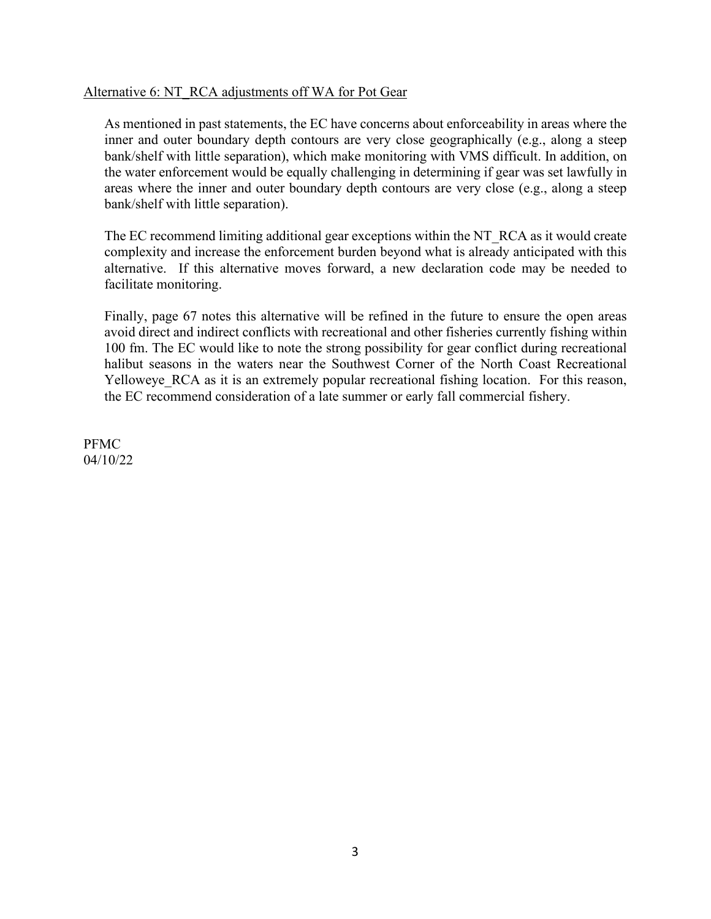Alternative 6: NT_RCA adjustments off WA for Pot Gear

As mentioned in past statements, the EC have concerns about enforceability in areas where the inner and outer boundary depth contours are very close geographically (e.g., along a steep bank/shelf with little separation), which make monitoring with VMS difficult. In addition, on the water enforcement would be equally challenging in determining if gear was set lawfully in areas where the inner and outer boundary depth contours are very close (e.g., along a steep bank/shelf with little separation).

The EC recommend limiting additional gear exceptions within the NT_RCA as it would create complexity and increase the enforcement burden beyond what is already anticipated with this alternative. If this alternative moves forward, a new declaration code may be needed to facilitate monitoring.

Finally, page 67 notes this alternative will be refined in the future to ensure the open areas avoid direct and indirect conflicts with recreational and other fisheries currently fishing within 100 fm. The EC would like to note the strong possibility for gear conflict during recreational halibut seasons in the waters near the Southwest Corner of the North Coast Recreational Yelloweye_RCA as it is an extremely popular recreational fishing location. For this reason, the EC recommend consideration of a late summer or early fall commercial fishery.

PFMC
04/10/22